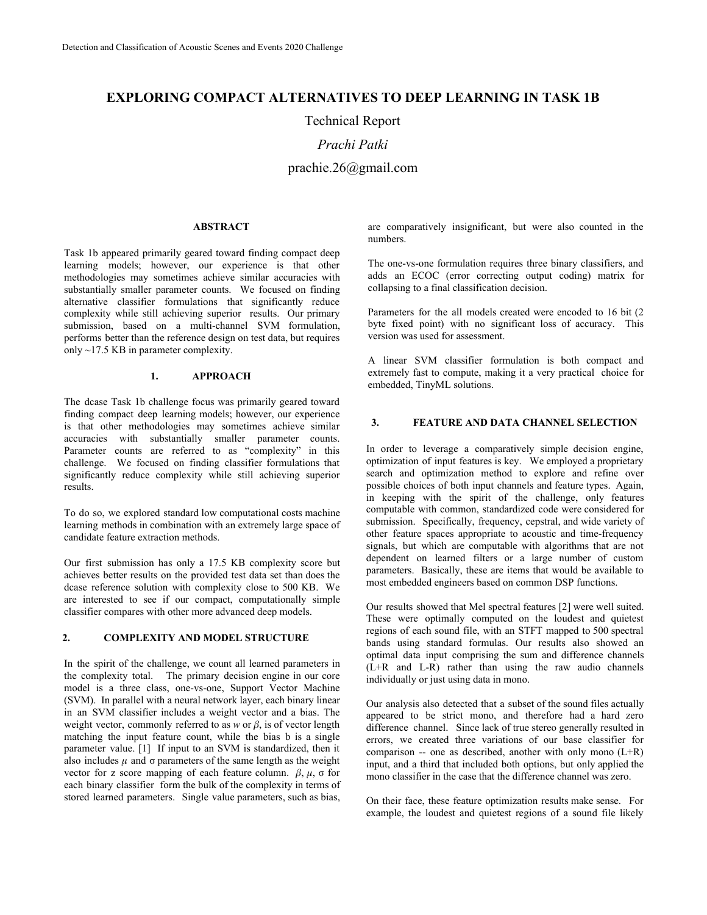# EXPLORING COMPACT ALTERNATIVES TO DEEP LEARNING IN TASK 1B

Technical Report

*Prachi Patki*

prachie.26@gmail.com

## ABSTRACT

Task 1b appeared primarily geared toward finding compact deep learning models; however, our experience is that other methodologies may sometimes achieve similar accuracies with substantially smaller parameter counts. We focused on finding alternative classifier formulations that significantly reduce complexity while still achieving superior results. Our primary submission, based on a multi-channel SVM formulation, performs better than the reference design on test data, but requires only ~17.5 KB in parameter complexity.

## 1. APPROACH

The dcase Task 1b challenge focus was primarily geared toward finding compact deep learning models; however, our experience is that other methodologies may sometimes achieve similar accuracies with substantially smaller parameter counts. Parameter counts are referred to as "complexity" in this challenge. We focused on finding classifier formulations that significantly reduce complexity while still achieving superior results.

To do so, we explored standard low computational costs machine learning methods in combination with an extremely large space of candidate feature extraction methods.

Our first submission has only a 17.5 KB complexity score but achieves better results on the provided test data set than does the dcase reference solution with complexity close to 500 KB. We are interested to see if our compact, computationally simple classifier compares with other more advanced deep models.

## 2. COMPLEXITY AND MODEL STRUCTURE

In the spirit of the challenge, we count all learned parameters in the complexity total. The primary decision engine in our core model is a three class, one-vs-one, Support Vector Machine (SVM). In parallel with a neural network layer, each binary linear in an SVM classifier includes a weight vector and a bias. The weight vector, commonly referred to as $w$ or $\beta$, is of vector length matching the input feature count, while the bias b is a single parameter value. [1] If input to an SVM is standardized, then it also includes $\mu$ and $\sigma$ parameters of the same length as the weight vector for z score mapping of each feature column. $\beta$, $\mu$, $\sigma$ for each binary classifier form the bulk of the complexity in terms of stored learned parameters. Single value parameters, such as bias, are comparatively insignificant, but were also counted in the numbers.

The one-vs-one formulation requires three binary classifiers, and adds an ECOC (error correcting output coding) matrix for collapsing to a final classification decision.

Parameters for the all models created were encoded to 16 bit (2 byte fixed point) with no significant loss of accuracy. This version was used for assessment.

A linear SVM classifier formulation is both compact and extremely fast to compute, making it a very practical choice for embedded, TinyML solutions.

## 3. FEATURE AND DATA CHANNEL SELECTION

In order to leverage a comparatively simple decision engine, optimization of input features is key. We employed a proprietary search and optimization method to explore and refine over possible choices of both input channels and feature types. Again, in keeping with the spirit of the challenge, only features computable with common, standardized code were considered for submission. Specifically, frequency, cepstral, and wide variety of other feature spaces appropriate to acoustic and time-frequency signals, but which are computable with algorithms that are not dependent on learned filters or a large number of custom parameters. Basically, these are items that would be available to most embedded engineers based on common DSP functions.

Our results showed that Mel spectral features [2] were well suited. These were optimally computed on the loudest and quietest regions of each sound file, with an STFT mapped to 500 spectral bands using standard formulas. Our results also showed an optimal data input comprising the sum and difference channels (L+R and L-R) rather than using the raw audio channels individually or just using data in mono.

Our analysis also detected that a subset of the sound files actually appeared to be strict mono, and therefore had a hard zero difference channel. Since lack of true stereo generally resulted in errors, we created three variations of our base classifier for comparison -- one as described, another with only mono (L+R) input, and a third that included both options, but only applied the mono classifier in the case that the difference channel was zero.

On their face, these feature optimization results make sense. For example, the loudest and quietest regions of a sound file likely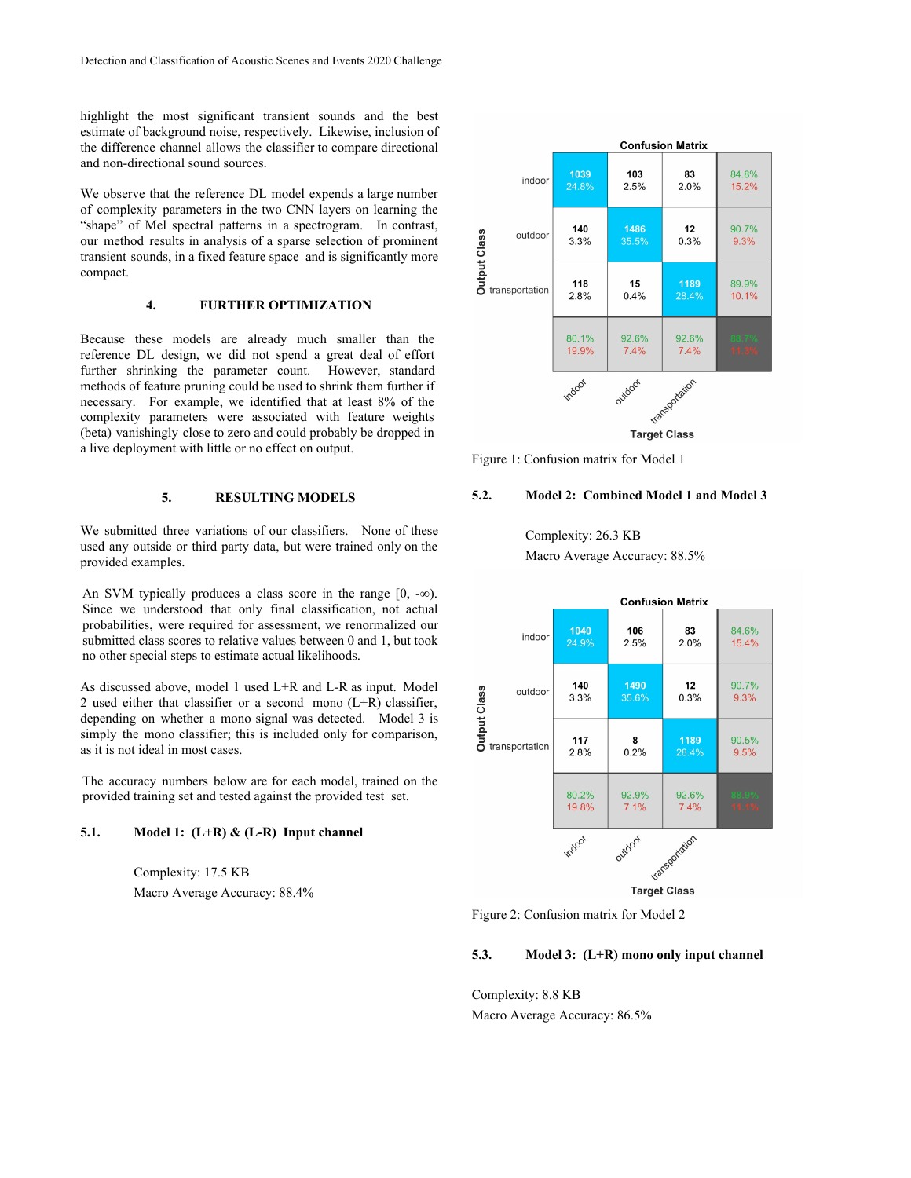highlight the most significant transient sounds and the best estimate of background noise, respectively. Likewise, inclusion of the difference channel allows the classifier to compare directional and non-directional sound sources.

We observe that the reference DL model expends a large number of complexity parameters in the two CNN layers on learning the "shape" of Mel spectral patterns in a spectrogram. In contrast, our method results in analysis of a sparse selection of prominent transient sounds, in a fixed feature space and is significantly more compact.

## 4. FURTHER OPTIMIZATION

Because these models are already much smaller than the reference DL design, we did not spend a great deal of effort further shrinking the parameter count. However, standard methods of feature pruning could be used to shrink them further if necessary. For example, we identified that at least 8% of the complexity parameters were associated with feature weights (beta) vanishingly close to zero and could probably be dropped in a live deployment with little or no effect on output.

## 5. RESULTING MODELS

We submitted three variations of our classifiers. None of these used any outside or third party data, but were trained only on the provided examples.

An SVM typically produces a class score in the range [0, -∞). Since we understood that only final classification, not actual probabilities, were required for assessment, we renormalized our submitted class scores to relative values between 0 and 1, but took no other special steps to estimate actual likelihoods.

As discussed above, model 1 used L+R and L-R as input. Model 2 used either that classifier or a second mono (L+R) classifier, depending on whether a mono signal was detected. Model 3 is simply the mono classifier; this is included only for comparison, as it is not ideal in most cases.

The accuracy numbers below are for each model, trained on the provided training set and tested against the provided test set.

### 5.1. Model 1: (L+R) & (L-R) Input channel

Complexity: 17.5 KB

Macro Average Accuracy: 88.4%

Confusion Matrix

Output Class: indoor, outdoor, transportation

Target Class: indoor, outdoor, transportation

indoor: 1039 24.8% | 103 2.5% | 83 2.0% | 84.8% 15.2%

outdoor: 140 3.3% | 1486 35.5% | 12 0.3% | 90.7% 9.3%

transportation: 118 2.8% | 15 0.4% | 1189 28.4% | 89.9% 10.1%

80.1% 19.9% | 92.6% 7.4% | 92.6% 7.4% | 88.7% 11.3%

Figure 1: Confusion matrix for Model 1

### 5.2. Model 2: Combined Model 1 and Model 3

Complexity: 26.3 KB

Macro Average Accuracy: 88.5%

Confusion Matrix

Output Class: indoor, outdoor, transportation

Target Class: indoor, outdoor, transportation

indoor: 1040 24.9% | 106 2.5% | 83 2.0% | 84.6% 15.4%

outdoor: 140 3.3% | 1490 35.6% | 12 0.3% | 90.7% 9.3%

transportation: 117 2.8% | 8 0.2% | 1189 28.4% | 90.5% 9.5%

80.2% 19.8% | 92.9% 7.1% | 92.6% 7.4% | 88.9% 11.1%

Figure 2: Confusion matrix for Model 2

### 5.3. Model 3: (L+R) mono only input channel

Complexity: 8.8 KB

Macro Average Accuracy: 86.5%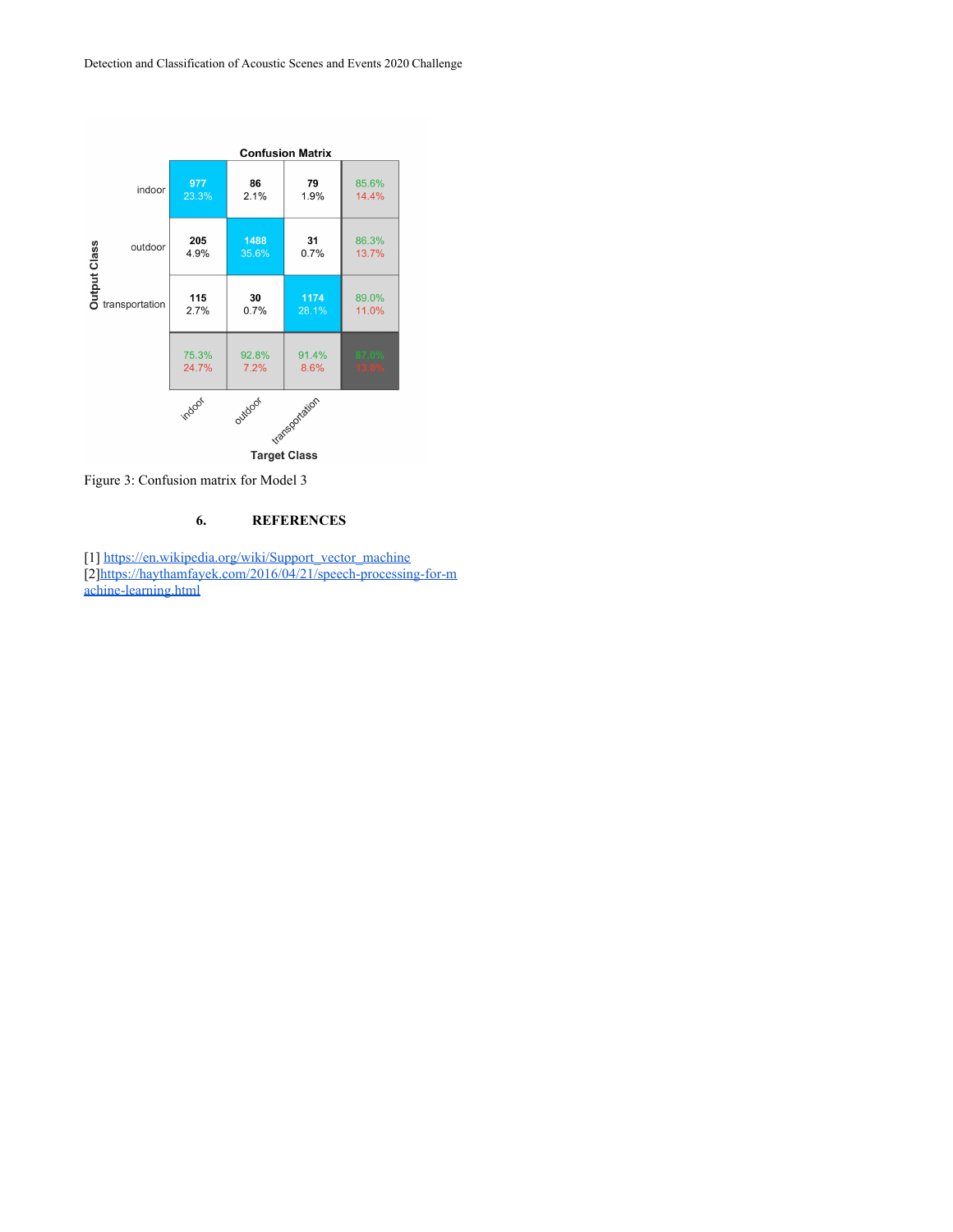Confusion Matrix

Output Class

indoor
977
23.3%
86
2.1%
79
1.9%
85.6%
14.4%

outdoor
205
4.9%
1488
35.6%
31
0.7%
86.3%
13.7%

transportation
115
2.7%
30
0.7%
1174
28.1%
89.0%
11.0%

75.3%
24.7%
92.8%
7.2%
91.4%
8.6%
87.0%
13.0%

indoor
outdoor
transportation

Target Class

Figure 3: Confusion matrix for Model 3

## 6. REFERENCES

[1] https://en.wikipedia.org/wiki/Support_vector_machine
[2]https://haythamfayek.com/2016/04/21/speech-processing-for-machine-learning.html